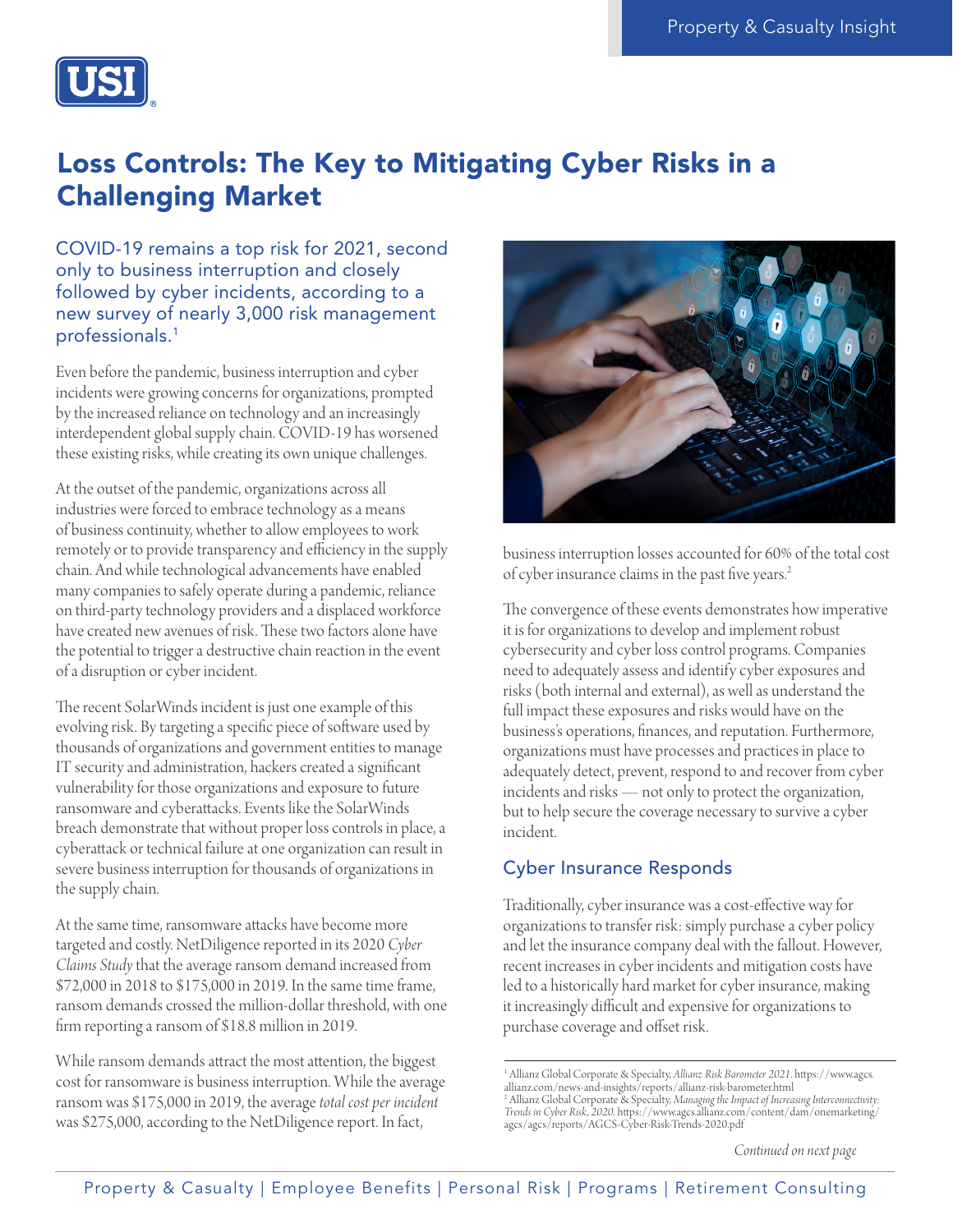# Loss Controls: The Key to Mitigating Cyber Risks in a Challenging Market

COVID-19 remains a top risk for 2021, second only to business interruption and closely followed by cyber incidents, according to a new survey of nearly 3,000 risk management professionals.[1]

Even before the pandemic, business interruption and cyber incidents were growing concerns for organizations, prompted by the increased reliance on technology and an increasingly interdependent global supply chain. COVID-19 has worsened these existing risks, while creating its own unique challenges.

At the outset of the pandemic, organizations across all industries were forced to embrace technology as a means of business continuity, whether to allow employees to work remotely or to provide transparency and efficiency in the supply chain. And while technological advancements have enabled many companies to safely operate during a pandemic, reliance on third-party technology providers and a displaced workforce have created new avenues of risk. These two factors alone have the potential to trigger a destructive chain reaction in the event of a disruption or cyber incident.

The recent SolarWinds incident is just one example of this evolving risk. By targeting a specific piece of software used by thousands of organizations and government entities to manage IT security and administration, hackers created a significant vulnerability for those organizations and exposure to future ransomware and cyberattacks. Events like the SolarWinds breach demonstrate that without proper loss controls in place, a cyberattack or technical failure at one organization can result in severe business interruption for thousands of organizations in the supply chain.

At the same time, ransomware attacks have become more targeted and costly. NetDiligence reported in its 2020 *Cyber Claims Study* that the average ransom demand increased from $72,000 in 2018 to $175,000 in 2019. In the same time frame, ransom demands crossed the million-dollar threshold, with one firm reporting a ransom of $18.8 million in 2019.

While ransom demands attract the most attention, the biggest cost for ransomware is business interruption. While the average ransom was $175,000 in 2019, the average *total cost per incident* was $275,000, according to the NetDiligence report. In fact, business interruption losses accounted for 60% of the total cost of cyber insurance claims in the past five years.[2]

The convergence of these events demonstrates how imperative it is for organizations to develop and implement robust cybersecurity and cyber loss control programs. Companies need to adequately assess and identify cyber exposures and risks (both internal and external), as well as understand the full impact these exposures and risks would have on the business's operations, finances, and reputation. Furthermore, organizations must have processes and practices in place to adequately detect, prevent, respond to and recover from cyber incidents and risks — not only to protect the organization, but to help secure the coverage necessary to survive a cyber incident.

## Cyber Insurance Responds

Traditionally, cyber insurance was a cost-effective way for organizations to transfer risk: simply purchase a cyber policy and let the insurance company deal with the fallout. However, recent increases in cyber incidents and mitigation costs have led to a historically hard market for cyber insurance, making it increasingly difficult and expensive for organizations to purchase coverage and offset risk.

---

[1] Allianz Global Corporate & Specialty, *Allianz Risk Barometer 2021*. https://www.agcs.allianz.com/news-and-insights/reports/allianz-risk-barometer.html

[2] Allianz Global Corporate & Specialty, *Managing the Impact of Increasing Interconnectivity: Trends in Cyber Risk*, 2020. https://www.agcs.allianz.com/content/dam/onemarketing/agcs/agcs/reports/AGCS-Cyber-Risk-Trends-2020.pdf

*Continued on next page*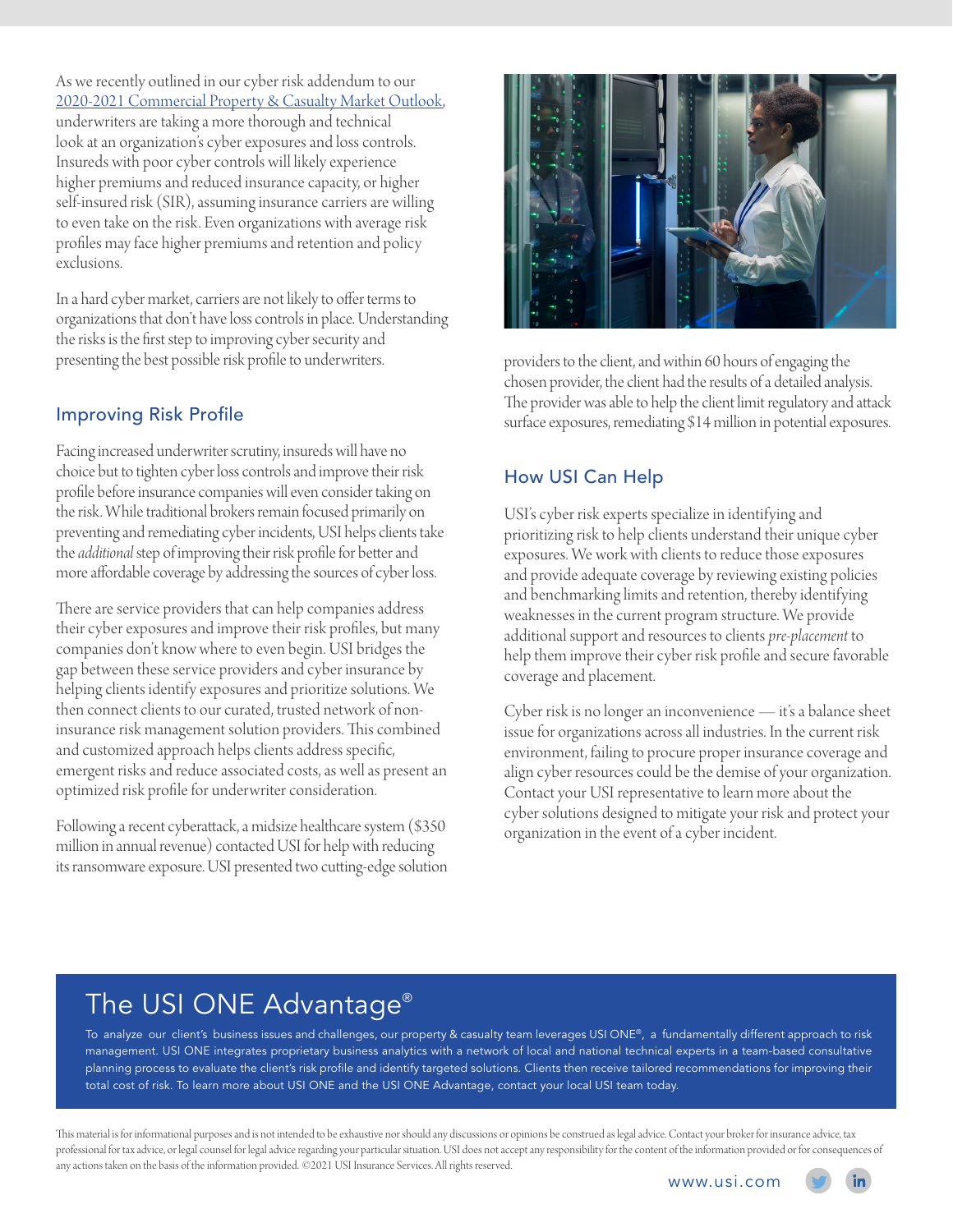As we recently outlined in our cyber risk addendum to our 2020-2021 Commercial Property & Casualty Market Outlook, underwriters are taking a more thorough and technical look at an organization's cyber exposures and loss controls. Insureds with poor cyber controls will likely experience higher premiums and reduced insurance capacity, or higher self-insured risk (SIR), assuming insurance carriers are willing to even take on the risk. Even organizations with average risk profiles may face higher premiums and retention and policy exclusions.

In a hard cyber market, carriers are not likely to offer terms to organizations that don't have loss controls in place. Understanding the risks is the first step to improving cyber security and presenting the best possible risk profile to underwriters.

## Improving Risk Profile

Facing increased underwriter scrutiny, insureds will have no choice but to tighten cyber loss controls and improve their risk profile before insurance companies will even consider taking on the risk. While traditional brokers remain focused primarily on preventing and remediating cyber incidents, USI helps clients take the *additional* step of improving their risk profile for better and more affordable coverage by addressing the sources of cyber loss.

There are service providers that can help companies address their cyber exposures and improve their risk profiles, but many companies don't know where to even begin. USI bridges the gap between these service providers and cyber insurance by helping clients identify exposures and prioritize solutions. We then connect clients to our curated, trusted network of non-insurance risk management solution providers. This combined and customized approach helps clients address specific, emergent risks and reduce associated costs, as well as present an optimized risk profile for underwriter consideration.

Following a recent cyberattack, a midsize healthcare system ($350 million in annual revenue) contacted USI for help with reducing its ransomware exposure. USI presented two cutting-edge solution providers to the client, and within 60 hours of engaging the chosen provider, the client had the results of a detailed analysis. The provider was able to help the client limit regulatory and attack surface exposures, remediating $14 million in potential exposures.

## How USI Can Help

USI's cyber risk experts specialize in identifying and prioritizing risk to help clients understand their unique cyber exposures. We work with clients to reduce those exposures and provide adequate coverage by reviewing existing policies and benchmarking limits and retention, thereby identifying weaknesses in the current program structure. We provide additional support and resources to clients *pre-placement* to help them improve their cyber risk profile and secure favorable coverage and placement.

Cyber risk is no longer an inconvenience — it's a balance sheet issue for organizations across all industries. In the current risk environment, failing to procure proper insurance coverage and align cyber resources could be the demise of your organization. Contact your USI representative to learn more about the cyber solutions designed to mitigate your risk and protect your organization in the event of a cyber incident.

## The USI ONE Advantage®

To analyze our client's business issues and challenges, our property & casualty team leverages USI ONE®, a fundamentally different approach to risk management. USI ONE integrates proprietary business analytics with a network of local and national technical experts in a team-based consultative planning process to evaluate the client's risk profile and identify targeted solutions. Clients then receive tailored recommendations for improving their total cost of risk. To learn more about USI ONE and the USI ONE Advantage, contact your local USI team today.

This material is for informational purposes and is not intended to be exhaustive nor should any discussions or opinions be construed as legal advice. Contact your broker for insurance advice, tax professional for tax advice, or legal counsel for legal advice regarding your particular situation. USI does not accept any responsibility for the content of the information provided or for consequences of any actions taken on the basis of the information provided. ©2021 USI Insurance Services. All rights reserved.

www.usi.com